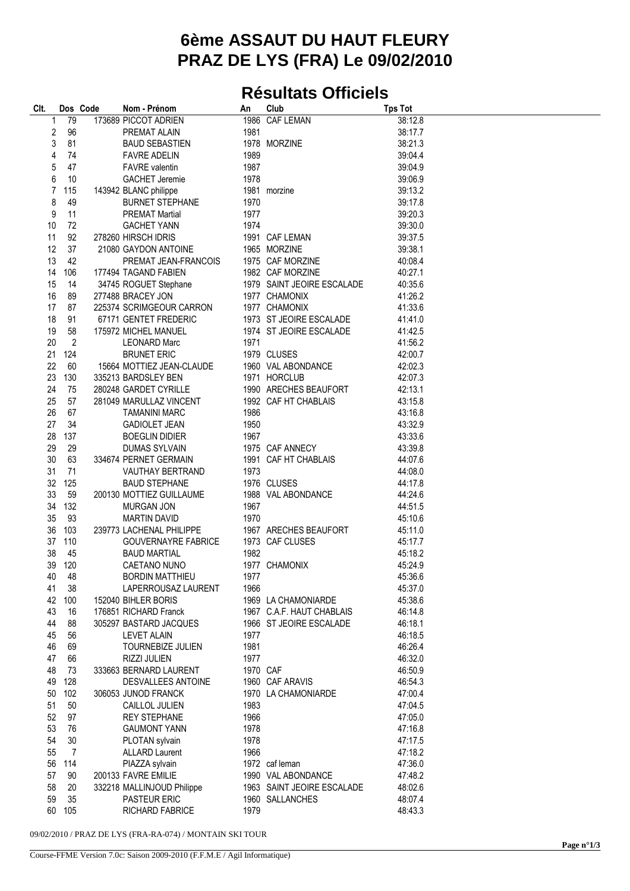# 6ème ASSAUT DU HAUT FLEURY
# PRAZ DE LYS (FRA) Le 09/02/2010

## Résultats Officiels

| Clt. | Dos | Code | Nom - Prénom | An | Club | Tps Tot |
|---|---|---|---|---|---|---|
| 1 | 79 | 173689 | PICCOT ADRIEN | 1986 | CAF LEMAN | 38:12.8 |
| 2 | 96 | | PREMAT ALAIN | 1981 | | 38:17.7 |
| 3 | 81 | | BAUD SEBASTIEN | 1978 | MORZINE | 38:21.3 |
| 4 | 74 | | FAVRE ADELIN | 1989 | | 39:04.4 |
| 5 | 47 | | FAVRE valentin | 1987 | | 39:04.9 |
| 6 | 10 | | GACHET Jeremie | 1978 | | 39:06.9 |
| 7 | 115 | 143942 | BLANC philippe | 1981 | morzine | 39:13.2 |
| 8 | 49 | | BURNET STEPHANE | 1970 | | 39:17.8 |
| 9 | 11 | | PREMAT Martial | 1977 | | 39:20.3 |
| 10 | 72 | | GACHET YANN | 1974 | | 39:30.0 |
| 11 | 92 | 278260 | HIRSCH IDRIS | 1991 | CAF LEMAN | 39:37.5 |
| 12 | 37 | 21080 | GAYDON ANTOINE | 1965 | MORZINE | 39:38.1 |
| 13 | 42 | | PREMAT JEAN-FRANCOIS | 1975 | CAF MORZINE | 40:08.4 |
| 14 | 106 | 177494 | TAGAND FABIEN | 1982 | CAF MORZINE | 40:27.1 |
| 15 | 14 | 34745 | ROGUET Stephane | 1979 | SAINT JEOIRE ESCALADE | 40:35.6 |
| 16 | 89 | 277488 | BRACEY JON | 1977 | CHAMONIX | 41:26.2 |
| 17 | 87 | 225374 | SCRIMGEOUR CARRON | 1977 | CHAMONIX | 41:33.6 |
| 18 | 91 | 67171 | GENTET FREDERIC | 1973 | ST JEOIRE ESCALADE | 41:41.0 |
| 19 | 58 | 175972 | MICHEL MANUEL | 1974 | ST JEOIRE ESCALADE | 41:42.5 |
| 20 | 2 | | LEONARD Marc | 1971 | | 41:56.2 |
| 21 | 124 | | BRUNET ERIC | 1979 | CLUSES | 42:00.7 |
| 22 | 60 | 15664 | MOTTIEZ JEAN-CLAUDE | 1960 | VAL ABONDANCE | 42:02.3 |
| 23 | 130 | 335213 | BARDSLEY BEN | 1971 | HORCLUB | 42:07.3 |
| 24 | 75 | 280248 | GARDET CYRILLE | 1990 | ARECHES BEAUFORT | 42:13.1 |
| 25 | 57 | 281049 | MARULLAZ VINCENT | 1992 | CAF HT CHABLAIS | 43:15.8 |
| 26 | 67 | | TAMANINI MARC | 1986 | | 43:16.8 |
| 27 | 34 | | GADIOLET JEAN | 1950 | | 43:32.9 |
| 28 | 137 | | BOEGLIN DIDIER | 1967 | | 43:33.6 |
| 29 | 29 | | DUMAS SYLVAIN | 1975 | CAF ANNECY | 43:39.8 |
| 30 | 63 | 334674 | PERNET GERMAIN | 1991 | CAF HT CHABLAIS | 44:07.6 |
| 31 | 71 | | VAUTHAY BERTRAND | 1973 | | 44:08.0 |
| 32 | 125 | | BAUD STEPHANE | 1976 | CLUSES | 44:17.8 |
| 33 | 59 | 200130 | MOTTIEZ GUILLAUME | 1988 | VAL ABONDANCE | 44:24.6 |
| 34 | 132 | | MURGAN JON | 1967 | | 44:51.5 |
| 35 | 93 | | MARTIN DAVID | 1970 | | 45:10.6 |
| 36 | 103 | 239773 | LACHENAL PHILIPPE | 1967 | ARECHES BEAUFORT | 45:11.0 |
| 37 | 110 | | GOUVERNAYRE FABRICE | 1973 | CAF CLUSES | 45:17.7 |
| 38 | 45 | | BAUD MARTIAL | 1982 | | 45:18.2 |
| 39 | 120 | | CAETANO NUNO | 1977 | CHAMONIX | 45:24.9 |
| 40 | 48 | | BORDIN MATTHIEU | 1977 | | 45:36.6 |
| 41 | 38 | | LAPERROUSAZ LAURENT | 1966 | | 45:37.0 |
| 42 | 100 | 152040 | BIHLER BORIS | 1969 | LA CHAMONIARDE | 45:38.6 |
| 43 | 16 | 176851 | RICHARD Franck | 1967 | C.A.F. HAUT CHABLAIS | 46:14.8 |
| 44 | 88 | 305297 | BASTARD JACQUES | 1966 | ST JEOIRE ESCALADE | 46:18.1 |
| 45 | 56 | | LEVET ALAIN | 1977 | | 46:18.5 |
| 46 | 69 | | TOURNEBIZE JULIEN | 1981 | | 46:26.4 |
| 47 | 66 | | RIZZI JULIEN | 1977 | | 46:32.0 |
| 48 | 73 | 333663 | BERNARD LAURENT | 1970 | CAF | 46:50.9 |
| 49 | 128 | | DESVALLEES ANTOINE | 1960 | CAF ARAVIS | 46:54.3 |
| 50 | 102 | 306053 | JUNOD FRANCK | 1970 | LA CHAMONIARDE | 47:00.4 |
| 51 | 50 | | CAILLOL JULIEN | 1983 | | 47:04.5 |
| 52 | 97 | | REY STEPHANE | 1966 | | 47:05.0 |
| 53 | 76 | | GAUMONT YANN | 1978 | | 47:16.8 |
| 54 | 30 | | PLOTAN sylvain | 1978 | | 47:17.5 |
| 55 | 7 | | ALLARD Laurent | 1966 | | 47:18.2 |
| 56 | 114 | | PIAZZA sylvain | 1972 | caf leman | 47:36.0 |
| 57 | 90 | 200133 | FAVRE EMILIE | 1990 | VAL ABONDANCE | 47:48.2 |
| 58 | 20 | 332218 | MALLINJOUD Philippe | 1963 | SAINT JEOIRE ESCALADE | 48:02.6 |
| 59 | 35 | | PASTEUR ERIC | 1960 | SALLANCHES | 48:07.4 |
| 60 | 105 | | RICHARD FABRICE | 1979 | | 48:43.3 |

09/02/2010 / PRAZ DE LYS (FRA-RA-074) / MONTAIN SKI TOUR

Course-FFME Version 7.0c: Saison 2009-2010 (F.F.M.E / Agil Informatique)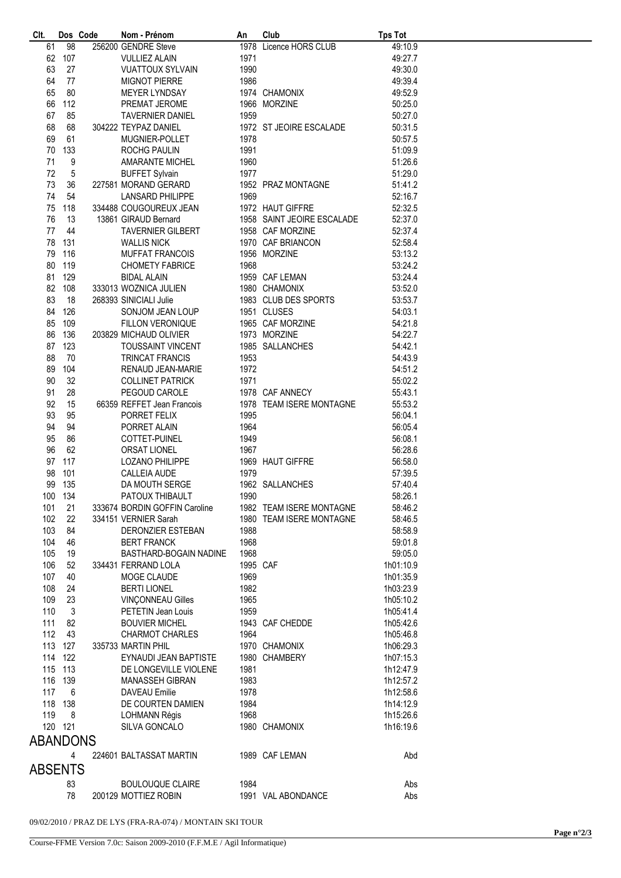| Clt. | Dos | Code | Nom - Prénom | An | Club | Tps Tot |
|---|---|---|---|---|---|---|
| 61 | 98 | 256200 | GENDRE Steve | 1978 | Licence HORS CLUB | 49:10.9 |
| 62 | 107 | | VULLIEZ ALAIN | 1971 | | 49:27.7 |
| 63 | 27 | | VUATTOUX SYLVAIN | 1990 | | 49:30.0 |
| 64 | 77 | | MIGNOT PIERRE | 1986 | | 49:39.4 |
| 65 | 80 | | MEYER LYNDSAY | 1974 | CHAMONIX | 49:52.9 |
| 66 | 112 | | PREMAT JEROME | 1966 | MORZINE | 50:25.0 |
| 67 | 85 | | TAVERNIER DANIEL | 1959 | | 50:27.0 |
| 68 | 68 | 304222 | TEYPAZ DANIEL | 1972 | ST JEOIRE ESCALADE | 50:31.5 |
| 69 | 61 | | MUGNIER-POLLET | 1978 | | 50:57.5 |
| 70 | 133 | | ROCHG PAULIN | 1991 | | 51:09.9 |
| 71 | 9 | | AMARANTE MICHEL | 1960 | | 51:26.6 |
| 72 | 5 | | BUFFET Sylvain | 1977 | | 51:29.0 |
| 73 | 36 | 227581 | MORAND GERARD | 1952 | PRAZ MONTAGNE | 51:41.2 |
| 74 | 54 | | LANSARD PHILIPPE | 1969 | | 52:16.7 |
| 75 | 118 | 334488 | COUGOUREUX JEAN | 1972 | HAUT GIFFRE | 52:32.5 |
| 76 | 13 | 13861 | GIRAUD Bernard | 1958 | SAINT JEOIRE ESCALADE | 52:37.0 |
| 77 | 44 | | TAVERNIER GILBERT | 1958 | CAF MORZINE | 52:37.4 |
| 78 | 131 | | WALLIS NICK | 1970 | CAF BRIANCON | 52:58.4 |
| 79 | 116 | | MUFFAT FRANCOIS | 1956 | MORZINE | 53:13.2 |
| 80 | 119 | | CHOMETY FABRICE | 1968 | | 53:24.2 |
| 81 | 129 | | BIDAL ALAIN | 1959 | CAF LEMAN | 53:24.4 |
| 82 | 108 | 333013 | WOZNICA JULIEN | 1980 | CHAMONIX | 53:52.0 |
| 83 | 18 | 268393 | SINICIALI Julie | 1983 | CLUB DES SPORTS | 53:53.7 |
| 84 | 126 | | SONJOM JEAN LOUP | 1951 | CLUSES | 54:03.1 |
| 85 | 109 | | FILLON VERONIQUE | 1965 | CAF MORZINE | 54:21.8 |
| 86 | 136 | 203829 | MICHAUD OLIVIER | 1973 | MORZINE | 54:22.7 |
| 87 | 123 | | TOUSSAINT VINCENT | 1985 | SALLANCHES | 54:42.1 |
| 88 | 70 | | TRINCAT FRANCIS | 1953 | | 54:43.9 |
| 89 | 104 | | RENAUD JEAN-MARIE | 1972 | | 54:51.2 |
| 90 | 32 | | COLLINET PATRICK | 1971 | | 55:02.2 |
| 91 | 28 | | PEGOUD CAROLE | 1978 | CAF ANNECY | 55:43.1 |
| 92 | 15 | 66359 | REFFET Jean Francois | 1978 | TEAM ISERE MONTAGNE | 55:53.2 |
| 93 | 95 | | PORRET FELIX | 1995 | | 56:04.1 |
| 94 | 94 | | PORRET ALAIN | 1964 | | 56:05.4 |
| 95 | 86 | | COTTET-PUINEL | 1949 | | 56:08.1 |
| 96 | 62 | | ORSAT LIONEL | 1967 | | 56:28.6 |
| 97 | 117 | | LOZANO PHILIPPE | 1969 | HAUT GIFFRE | 56:58.0 |
| 98 | 101 | | CALLEIA AUDE | 1979 | | 57:39.5 |
| 99 | 135 | | DA MOUTH SERGE | 1962 | SALLANCHES | 57:40.4 |
| 100 | 134 | | PATOUX THIBAULT | 1990 | | 58:26.1 |
| 101 | 21 | 333674 | BORDIN GOFFIN Caroline | 1982 | TEAM ISERE MONTAGNE | 58:46.2 |
| 102 | 22 | 334151 | VERNIER Sarah | 1980 | TEAM ISERE MONTAGNE | 58:46.5 |
| 103 | 84 | | DERONZIER ESTEBAN | 1988 | | 58:58.9 |
| 104 | 46 | | BERT FRANCK | 1968 | | 59:01.8 |
| 105 | 19 | | BASTHARD-BOGAIN NADINE | 1968 | | 59:05.0 |
| 106 | 52 | 334431 | FERRAND LOLA | 1995 | CAF | 1h01:10.9 |
| 107 | 40 | | MOGE CLAUDE | 1969 | | 1h01:35.9 |
| 108 | 24 | | BERTI LIONEL | 1982 | | 1h03:23.9 |
| 109 | 23 | | VINÇONNEAU Gilles | 1965 | | 1h05:10.2 |
| 110 | 3 | | PETETIN Jean Louis | 1959 | | 1h05:41.4 |
| 111 | 82 | | BOUVIER MICHEL | 1943 | CAF CHEDDE | 1h05:42.6 |
| 112 | 43 | | CHARMOT CHARLES | 1964 | | 1h05:46.8 |
| 113 | 127 | 335733 | MARTIN PHIL | 1970 | CHAMONIX | 1h06:29.3 |
| 114 | 122 | | EYNAUDI JEAN BAPTISTE | 1980 | CHAMBERY | 1h07:15.3 |
| 115 | 113 | | DE LONGEVILLE VIOLENE | 1981 | | 1h12:47.9 |
| 116 | 139 | | MANASSEH GIBRAN | 1983 | | 1h12:57.2 |
| 117 | 6 | | DAVEAU Emilie | 1978 | | 1h12:58.6 |
| 118 | 138 | | DE COURTEN DAMIEN | 1984 | | 1h14:12.9 |
| 119 | 8 | | LOHMANN Régis | 1968 | | 1h15:26.6 |
| 120 | 121 | | SILVA GONCALO | 1980 | CHAMONIX | 1h16:19.6 |

## ABANDONS

| Clt. | Dos | Code | Nom - Prénom | An | Club | Tps Tot |
|---|---|---|---|---|---|---|
| | 4 | 224601 | BALTASSAT MARTIN | 1989 | CAF LEMAN | Abd |

## ABSENTS

| Clt. | Dos | Code | Nom - Prénom | An | Club | Tps Tot |
|---|---|---|---|---|---|---|
| | 83 | | BOULOUQUE CLAIRE | 1984 | | Abs |
| | 78 | 200129 | MOTTIEZ ROBIN | 1991 | VAL ABONDANCE | Abs |

09/02/2010 / PRAZ DE LYS (FRA-RA-074) / MONTAIN SKI TOUR

Course-FFME Version 7.0c: Saison 2009-2010 (F.F.M.E / Agil Informatique)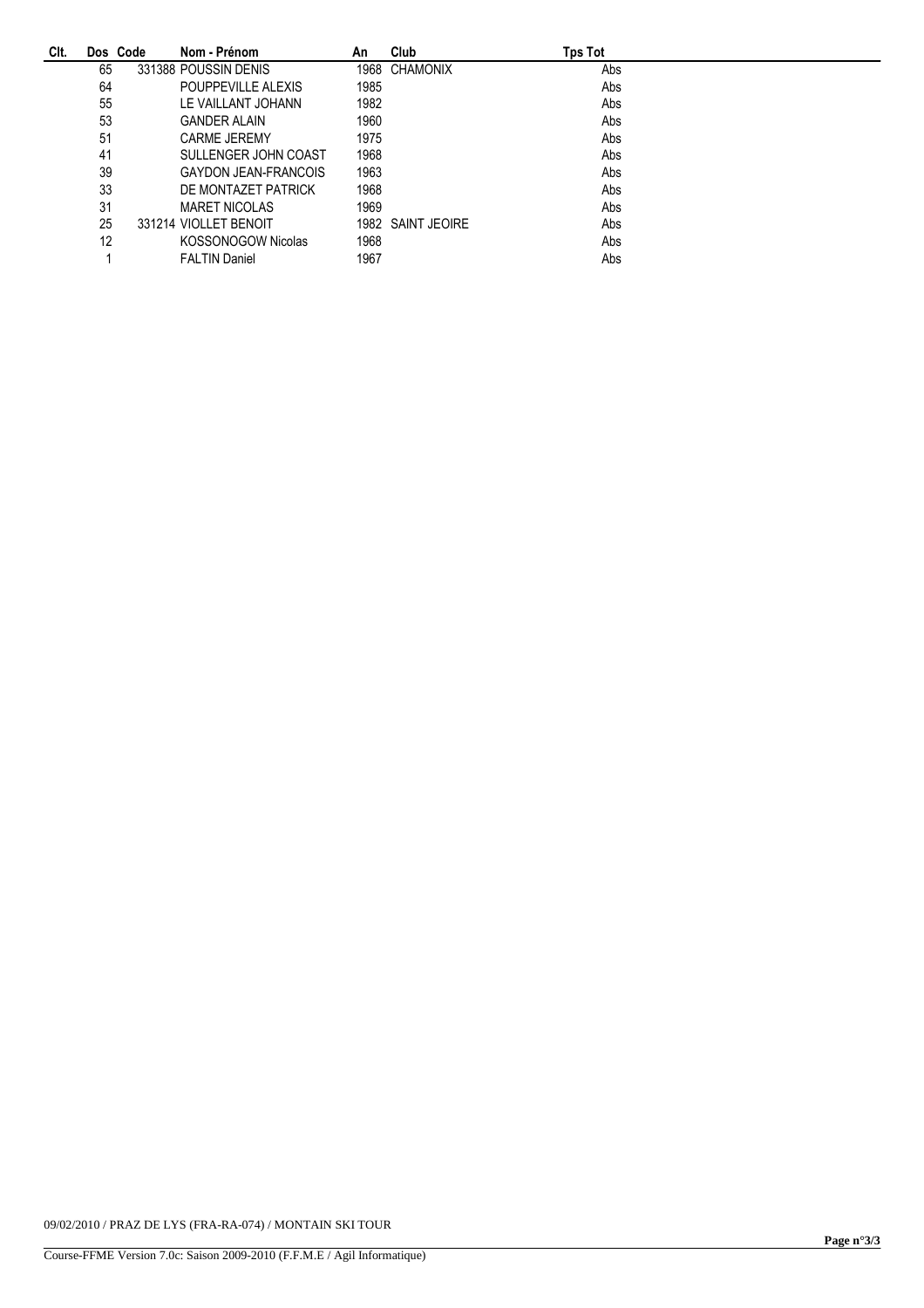| Clt. | Dos | Code | Nom - Prénom | An | Club | Tps Tot |
|---|---|---|---|---|---|---|
| | 65 | 331388 | POUSSIN DENIS | 1968 | CHAMONIX | Abs |
| | 64 | | POUPPEVILLE ALEXIS | 1985 | | Abs |
| | 55 | | LE VAILLANT JOHANN | 1982 | | Abs |
| | 53 | | GANDER ALAIN | 1960 | | Abs |
| | 51 | | CARME JEREMY | 1975 | | Abs |
| | 41 | | SULLENGER JOHN COAST | 1968 | | Abs |
| | 39 | | GAYDON JEAN-FRANCOIS | 1963 | | Abs |
| | 33 | | DE MONTAZET PATRICK | 1968 | | Abs |
| | 31 | | MARET NICOLAS | 1969 | | Abs |
| | 25 | 331214 | VIOLLET BENOIT | 1982 | SAINT JEOIRE | Abs |
| | 12 | | KOSSONOGOW Nicolas | 1968 | | Abs |
| | 1 | | FALTIN Daniel | 1967 | | Abs |

09/02/2010 / PRAZ DE LYS (FRA-RA-074) / MONTAIN SKI TOUR

Course-FFME Version 7.0c: Saison 2009-2010 (F.F.M.E / Agil Informatique)